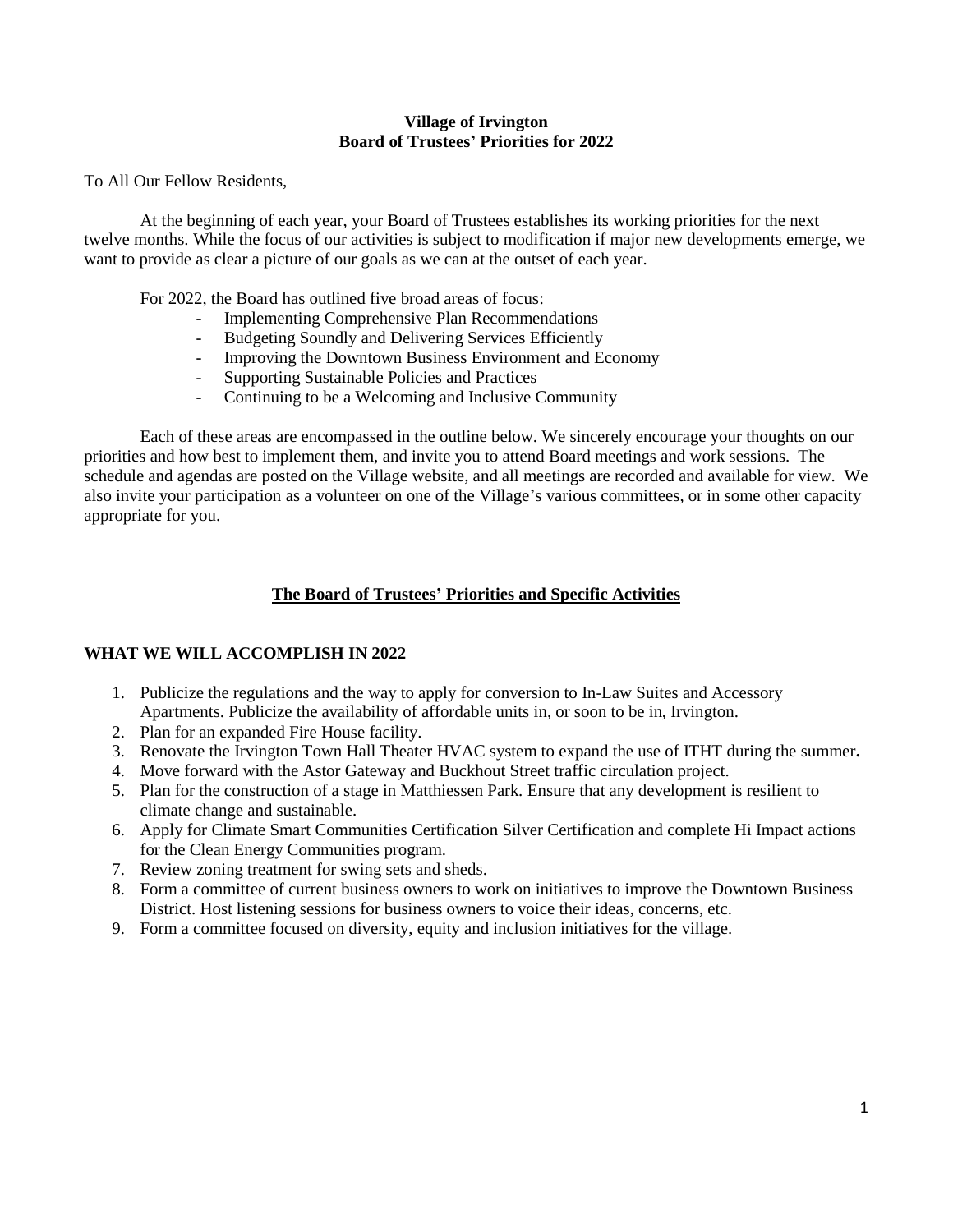**Village of Irvington**
**Board of Trustees' Priorities for 2022**

To All Our Fellow Residents,

At the beginning of each year, your Board of Trustees establishes its working priorities for the next twelve months. While the focus of our activities is subject to modification if major new developments emerge, we want to provide as clear a picture of our goals as we can at the outset of each year.

For 2022, the Board has outlined five broad areas of focus:

- Implementing Comprehensive Plan Recommendations
- Budgeting Soundly and Delivering Services Efficiently
- Improving the Downtown Business Environment and Economy
- Supporting Sustainable Policies and Practices
- Continuing to be a Welcoming and Inclusive Community

Each of these areas are encompassed in the outline below. We sincerely encourage your thoughts on our priorities and how best to implement them, and invite you to attend Board meetings and work sessions. The schedule and agendas are posted on the Village website, and all meetings are recorded and available for view. We also invite your participation as a volunteer on one of the Village's various committees, or in some other capacity appropriate for you.

## The Board of Trustees' Priorities and Specific Activities

### WHAT WE WILL ACCOMPLISH IN 2022

1. Publicize the regulations and the way to apply for conversion to In-Law Suites and Accessory Apartments. Publicize the availability of affordable units in, or soon to be in, Irvington.
2. Plan for an expanded Fire House facility.
3. Renovate the Irvington Town Hall Theater HVAC system to expand the use of ITHT during the summer**.**
4. Move forward with the Astor Gateway and Buckhout Street traffic circulation project.
5. Plan for the construction of a stage in Matthiessen Park. Ensure that any development is resilient to climate change and sustainable.
6. Apply for Climate Smart Communities Certification Silver Certification and complete Hi Impact actions for the Clean Energy Communities program.
7. Review zoning treatment for swing sets and sheds.
8. Form a committee of current business owners to work on initiatives to improve the Downtown Business District. Host listening sessions for business owners to voice their ideas, concerns, etc.
9. Form a committee focused on diversity, equity and inclusion initiatives for the village.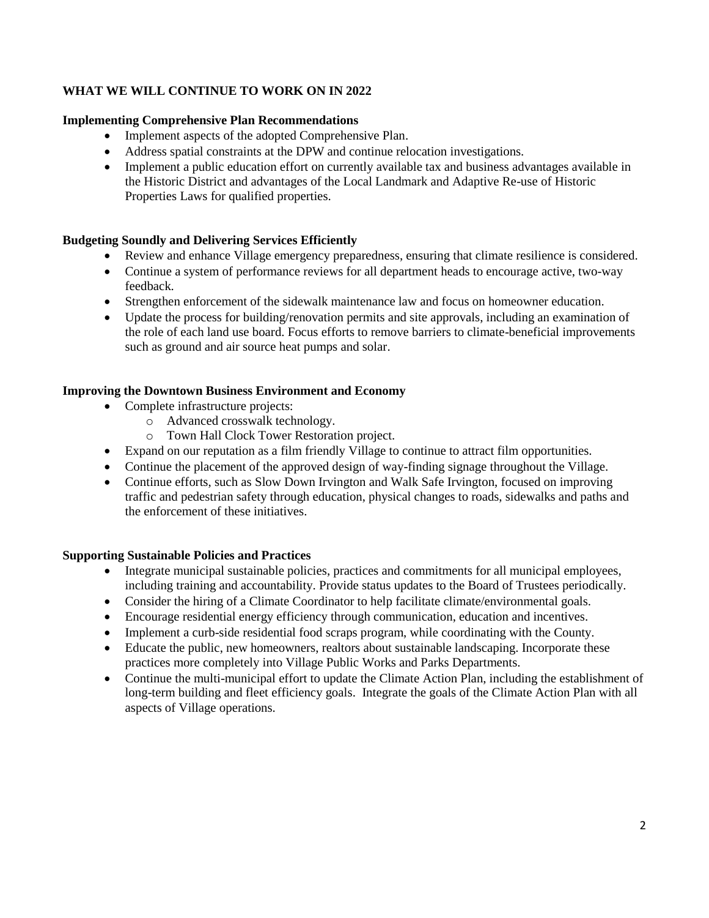## WHAT WE WILL CONTINUE TO WORK ON IN 2022

### Implementing Comprehensive Plan Recommendations

- Implement aspects of the adopted Comprehensive Plan.
- Address spatial constraints at the DPW and continue relocation investigations.
- Implement a public education effort on currently available tax and business advantages available in the Historic District and advantages of the Local Landmark and Adaptive Re-use of Historic Properties Laws for qualified properties.

### Budgeting Soundly and Delivering Services Efficiently

- Review and enhance Village emergency preparedness, ensuring that climate resilience is considered.
- Continue a system of performance reviews for all department heads to encourage active, two-way feedback.
- Strengthen enforcement of the sidewalk maintenance law and focus on homeowner education.
- Update the process for building/renovation permits and site approvals, including an examination of the role of each land use board. Focus efforts to remove barriers to climate-beneficial improvements such as ground and air source heat pumps and solar.

### Improving the Downtown Business Environment and Economy

- Complete infrastructure projects:
  - Advanced crosswalk technology.
  - Town Hall Clock Tower Restoration project.
- Expand on our reputation as a film friendly Village to continue to attract film opportunities.
- Continue the placement of the approved design of way-finding signage throughout the Village.
- Continue efforts, such as Slow Down Irvington and Walk Safe Irvington, focused on improving traffic and pedestrian safety through education, physical changes to roads, sidewalks and paths and the enforcement of these initiatives.

### Supporting Sustainable Policies and Practices

- Integrate municipal sustainable policies, practices and commitments for all municipal employees, including training and accountability. Provide status updates to the Board of Trustees periodically.
- Consider the hiring of a Climate Coordinator to help facilitate climate/environmental goals.
- Encourage residential energy efficiency through communication, education and incentives.
- Implement a curb-side residential food scraps program, while coordinating with the County.
- Educate the public, new homeowners, realtors about sustainable landscaping. Incorporate these practices more completely into Village Public Works and Parks Departments.
- Continue the multi-municipal effort to update the Climate Action Plan, including the establishment of long-term building and fleet efficiency goals. Integrate the goals of the Climate Action Plan with all aspects of Village operations.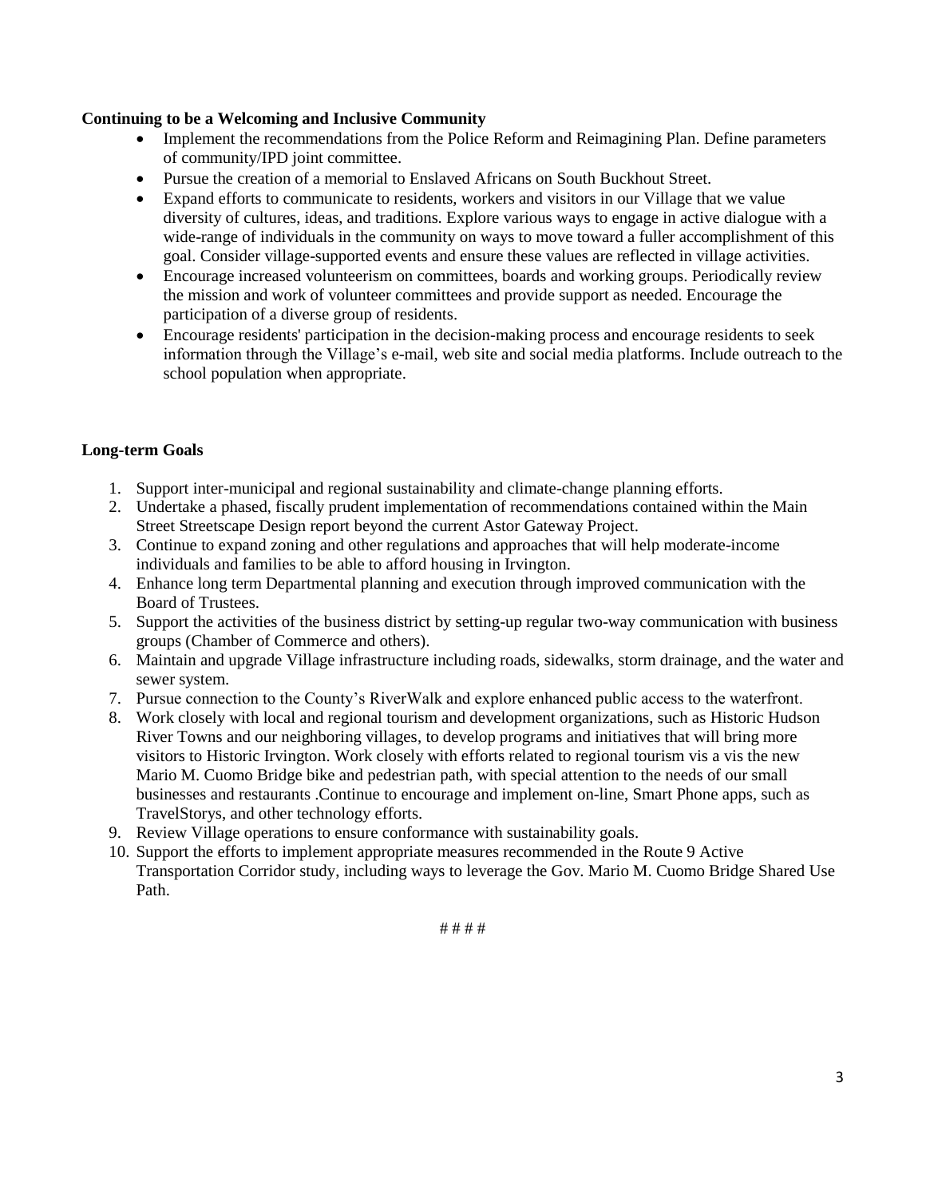**Continuing to be a Welcoming and Inclusive Community**

- Implement the recommendations from the Police Reform and Reimagining Plan. Define parameters of community/IPD joint committee.
- Pursue the creation of a memorial to Enslaved Africans on South Buckhout Street.
- Expand efforts to communicate to residents, workers and visitors in our Village that we value diversity of cultures, ideas, and traditions. Explore various ways to engage in active dialogue with a wide-range of individuals in the community on ways to move toward a fuller accomplishment of this goal. Consider village-supported events and ensure these values are reflected in village activities.
- Encourage increased volunteerism on committees, boards and working groups. Periodically review the mission and work of volunteer committees and provide support as needed. Encourage the participation of a diverse group of residents.
- Encourage residents' participation in the decision-making process and encourage residents to seek information through the Village's e-mail, web site and social media platforms. Include outreach to the school population when appropriate.

**Long-term Goals**

1. Support inter-municipal and regional sustainability and climate-change planning efforts.
2. Undertake a phased, fiscally prudent implementation of recommendations contained within the Main Street Streetscape Design report beyond the current Astor Gateway Project.
3. Continue to expand zoning and other regulations and approaches that will help moderate-income individuals and families to be able to afford housing in Irvington.
4. Enhance long term Departmental planning and execution through improved communication with the Board of Trustees.
5. Support the activities of the business district by setting-up regular two-way communication with business groups (Chamber of Commerce and others).
6. Maintain and upgrade Village infrastructure including roads, sidewalks, storm drainage, and the water and sewer system.
7. Pursue connection to the County's RiverWalk and explore enhanced public access to the waterfront.
8. Work closely with local and regional tourism and development organizations, such as Historic Hudson River Towns and our neighboring villages, to develop programs and initiatives that will bring more visitors to Historic Irvington. Work closely with efforts related to regional tourism vis a vis the new Mario M. Cuomo Bridge bike and pedestrian path, with special attention to the needs of our small businesses and restaurants .Continue to encourage and implement on-line, Smart Phone apps, such as TravelStorys, and other technology efforts.
9. Review Village operations to ensure conformance with sustainability goals.
10. Support the efforts to implement appropriate measures recommended in the Route 9 Active Transportation Corridor study, including ways to leverage the Gov. Mario M. Cuomo Bridge Shared Use Path.

# # # #